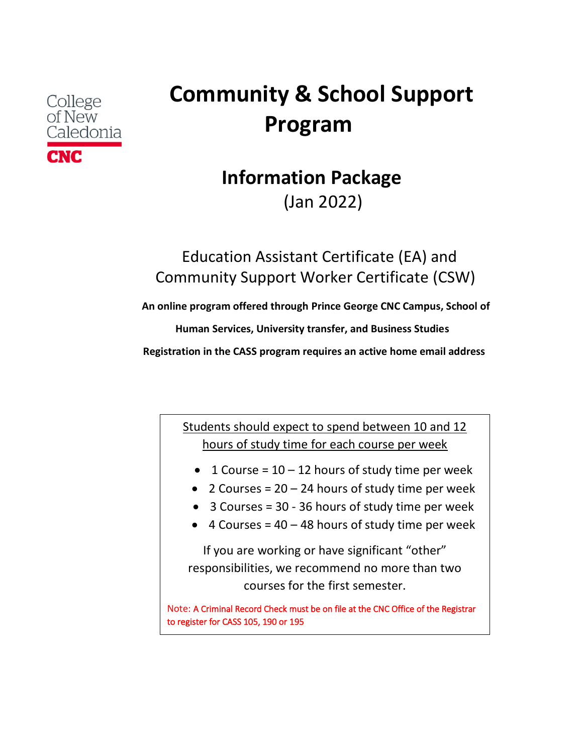College of New Caledonia

CNC

# Community & School Support Program

## Information Package

(Jan 2022)

Education Assistant Certificate (EA) and Community Support Worker Certificate (CSW)

**An online program offered through Prince George CNC Campus, School of Human Services, University transfer, and Business Studies**

**Registration in the CASS program requires an active home email address**

Students should expect to spend between 10 and 12 hours of study time for each course per week

- 1 Course = 10 – 12 hours of study time per week
- 2 Courses = 20 – 24 hours of study time per week
- 3 Courses = 30 - 36 hours of study time per week
- 4 Courses = 40 – 48 hours of study time per week

If you are working or have significant "other" responsibilities, we recommend no more than two courses for the first semester.

Note: A Criminal Record Check must be on file at the CNC Office of the Registrar to register for CASS 105, 190 or 195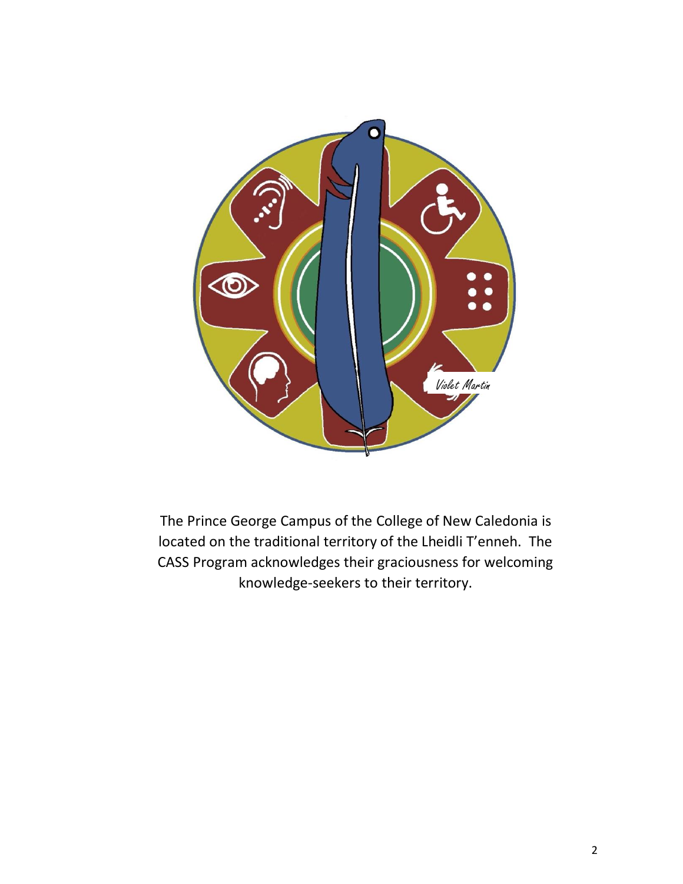The Prince George Campus of the College of New Caledonia is located on the traditional territory of the Lheidli T'enneh. The CASS Program acknowledges their graciousness for welcoming knowledge-seekers to their territory.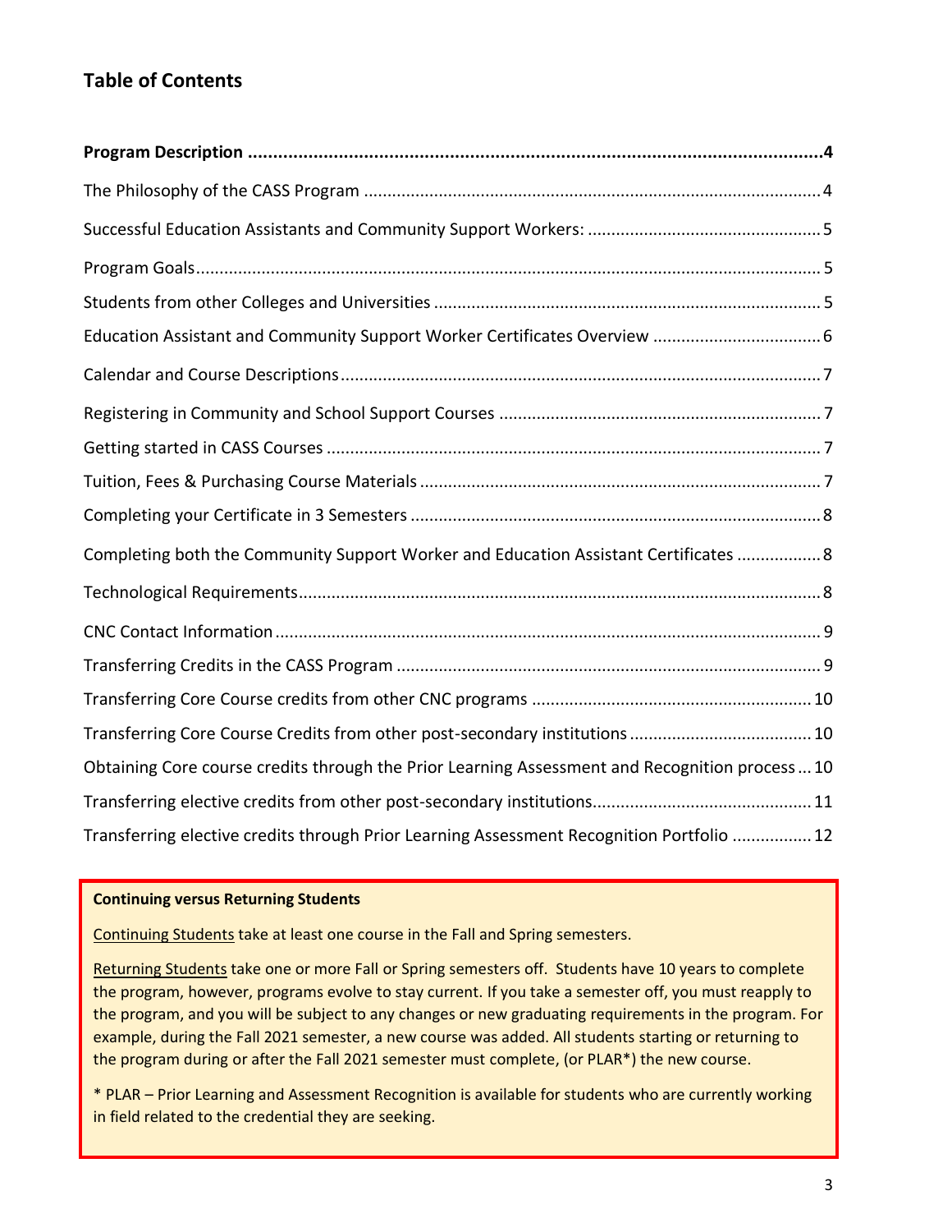## Table of Contents

| | |
|---|---|
| **Program Description** | **4** |
| The Philosophy of the CASS Program | 4 |
| Successful Education Assistants and Community Support Workers: | 5 |
| Program Goals | 5 |
| Students from other Colleges and Universities | 5 |
| Education Assistant and Community Support Worker Certificates Overview | 6 |
| Calendar and Course Descriptions | 7 |
| Registering in Community and School Support Courses | 7 |
| Getting started in CASS Courses | 7 |
| Tuition, Fees & Purchasing Course Materials | 7 |
| Completing your Certificate in 3 Semesters | 8 |
| Completing both the Community Support Worker and Education Assistant Certificates | 8 |
| Technological Requirements | 8 |
| CNC Contact Information | 9 |
| Transferring Credits in the CASS Program | 9 |
| Transferring Core Course credits from other CNC programs | 10 |
| Transferring Core Course Credits from other post-secondary institutions | 10 |
| Obtaining Core course credits through the Prior Learning Assessment and Recognition process | 10 |
| Transferring elective credits from other post-secondary institutions | 11 |
| Transferring elective credits through Prior Learning Assessment Recognition Portfolio | 12 |

**Continuing versus Returning Students**

Continuing Students take at least one course in the Fall and Spring semesters.

Returning Students take one or more Fall or Spring semesters off. Students have 10 years to complete the program, however, programs evolve to stay current. If you take a semester off, you must reapply to the program, and you will be subject to any changes or new graduating requirements in the program. For example, during the Fall 2021 semester, a new course was added. All students starting or returning to the program during or after the Fall 2021 semester must complete, (or PLAR*) the new course.

* PLAR – Prior Learning and Assessment Recognition is available for students who are currently working in field related to the credential they are seeking.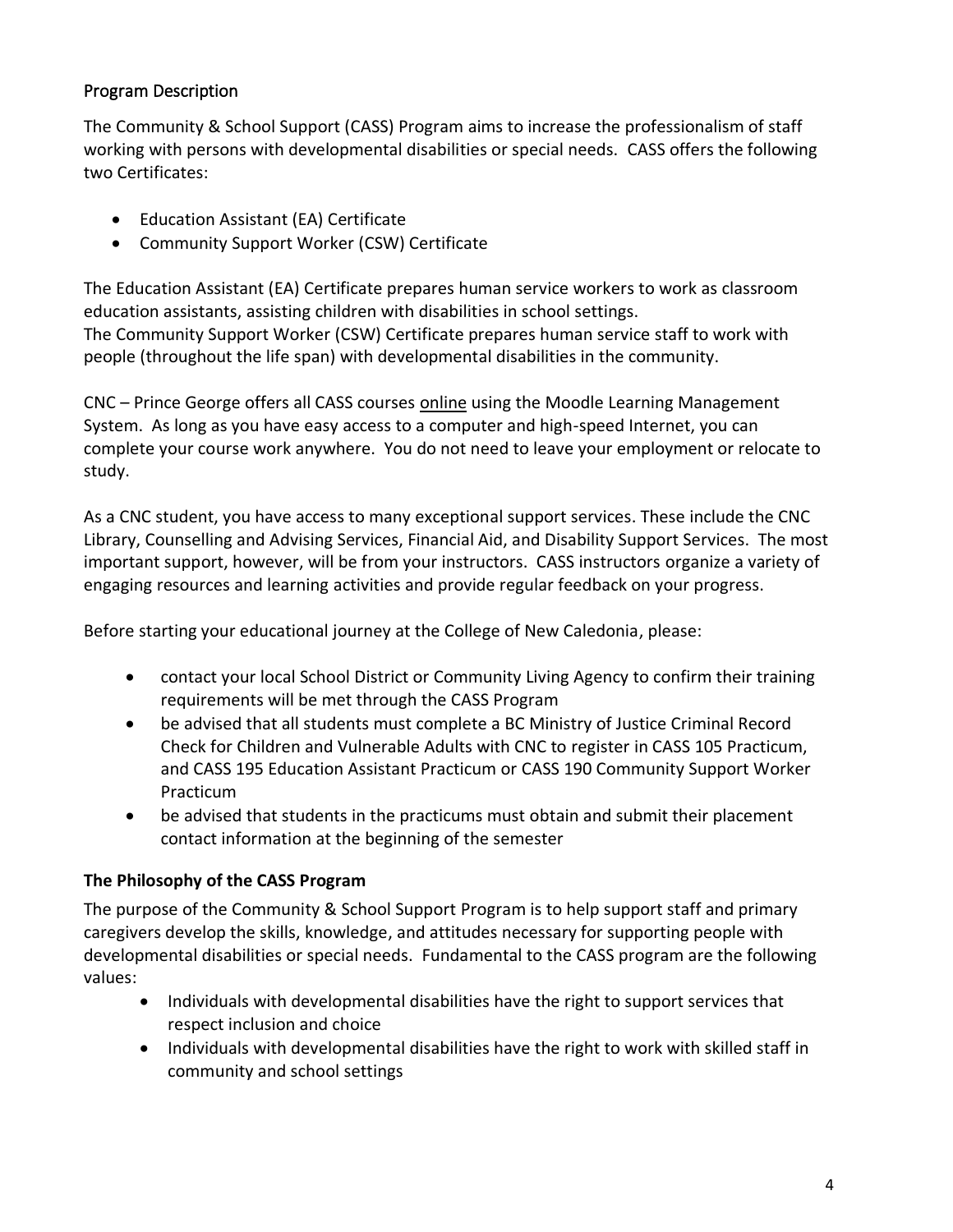## Program Description

The Community & School Support (CASS) Program aims to increase the professionalism of staff working with persons with developmental disabilities or special needs. CASS offers the following two Certificates:

- Education Assistant (EA) Certificate
- Community Support Worker (CSW) Certificate

The Education Assistant (EA) Certificate prepares human service workers to work as classroom education assistants, assisting children with disabilities in school settings.
The Community Support Worker (CSW) Certificate prepares human service staff to work with people (throughout the life span) with developmental disabilities in the community.

CNC – Prince George offers all CASS courses online using the Moodle Learning Management System. As long as you have easy access to a computer and high-speed Internet, you can complete your course work anywhere. You do not need to leave your employment or relocate to study.

As a CNC student, you have access to many exceptional support services. These include the CNC Library, Counselling and Advising Services, Financial Aid, and Disability Support Services. The most important support, however, will be from your instructors. CASS instructors organize a variety of engaging resources and learning activities and provide regular feedback on your progress.

Before starting your educational journey at the College of New Caledonia, please:

- contact your local School District or Community Living Agency to confirm their training requirements will be met through the CASS Program
- be advised that all students must complete a BC Ministry of Justice Criminal Record Check for Children and Vulnerable Adults with CNC to register in CASS 105 Practicum, and CASS 195 Education Assistant Practicum or CASS 190 Community Support Worker Practicum
- be advised that students in the practicums must obtain and submit their placement contact information at the beginning of the semester

### The Philosophy of the CASS Program

The purpose of the Community & School Support Program is to help support staff and primary caregivers develop the skills, knowledge, and attitudes necessary for supporting people with developmental disabilities or special needs. Fundamental to the CASS program are the following values:

- Individuals with developmental disabilities have the right to support services that respect inclusion and choice
- Individuals with developmental disabilities have the right to work with skilled staff in community and school settings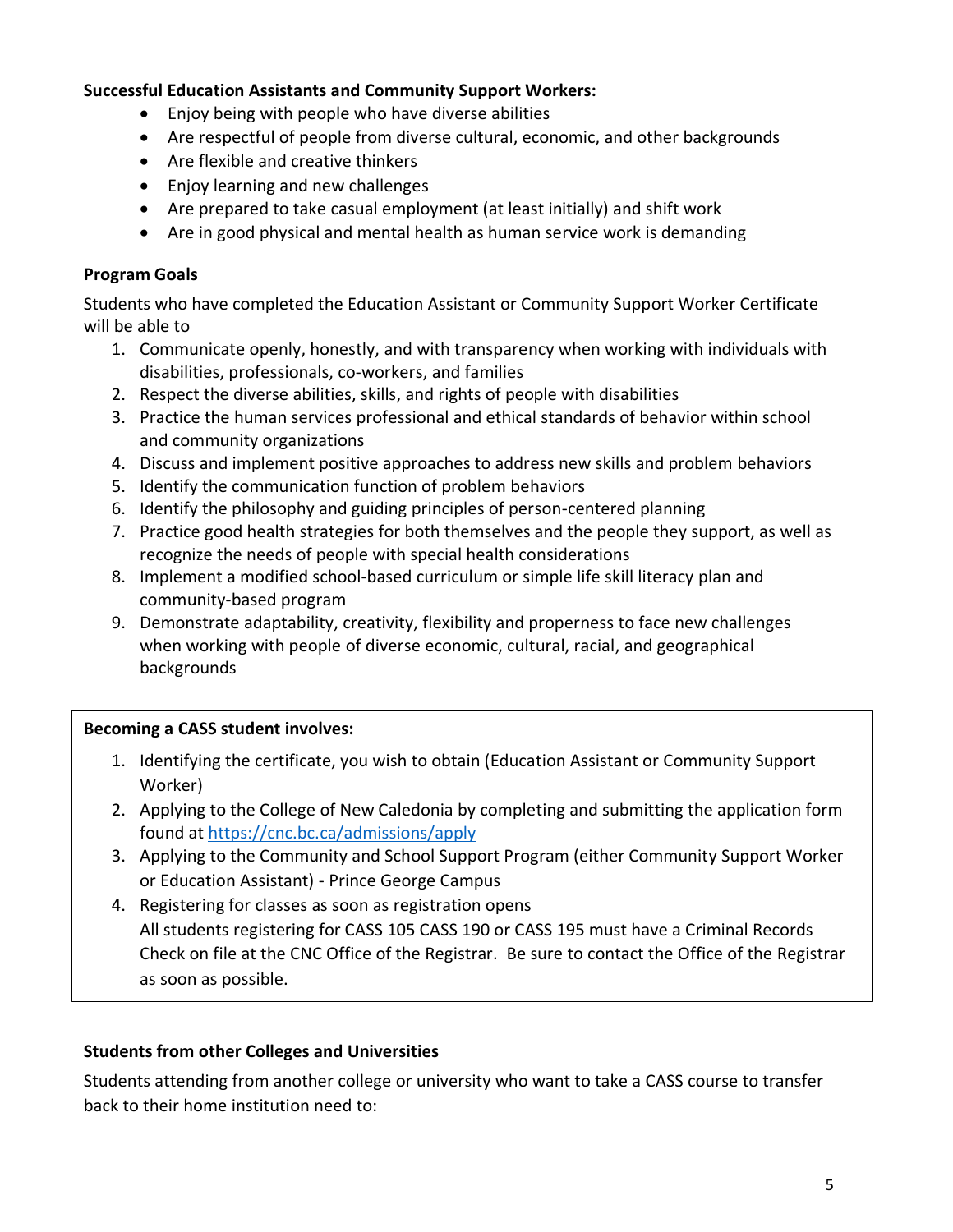**Successful Education Assistants and Community Support Workers:**

- Enjoy being with people who have diverse abilities
- Are respectful of people from diverse cultural, economic, and other backgrounds
- Are flexible and creative thinkers
- Enjoy learning and new challenges
- Are prepared to take casual employment (at least initially) and shift work
- Are in good physical and mental health as human service work is demanding

**Program Goals**

Students who have completed the Education Assistant or Community Support Worker Certificate will be able to

1. Communicate openly, honestly, and with transparency when working with individuals with disabilities, professionals, co-workers, and families
2. Respect the diverse abilities, skills, and rights of people with disabilities
3. Practice the human services professional and ethical standards of behavior within school and community organizations
4. Discuss and implement positive approaches to address new skills and problem behaviors
5. Identify the communication function of problem behaviors
6. Identify the philosophy and guiding principles of person-centered planning
7. Practice good health strategies for both themselves and the people they support, as well as recognize the needs of people with special health considerations
8. Implement a modified school-based curriculum or simple life skill literacy plan and community-based program
9. Demonstrate adaptability, creativity, flexibility and properness to face new challenges when working with people of diverse economic, cultural, racial, and geographical backgrounds

**Becoming a CASS student involves:**

1. Identifying the certificate, you wish to obtain (Education Assistant or Community Support Worker)
2. Applying to the College of New Caledonia by completing and submitting the application form found at https://cnc.bc.ca/admissions/apply
3. Applying to the Community and School Support Program (either Community Support Worker or Education Assistant) - Prince George Campus
4. Registering for classes as soon as registration opens
   All students registering for CASS 105 CASS 190 or CASS 195 must have a Criminal Records Check on file at the CNC Office of the Registrar. Be sure to contact the Office of the Registrar as soon as possible.

**Students from other Colleges and Universities**

Students attending from another college or university who want to take a CASS course to transfer back to their home institution need to: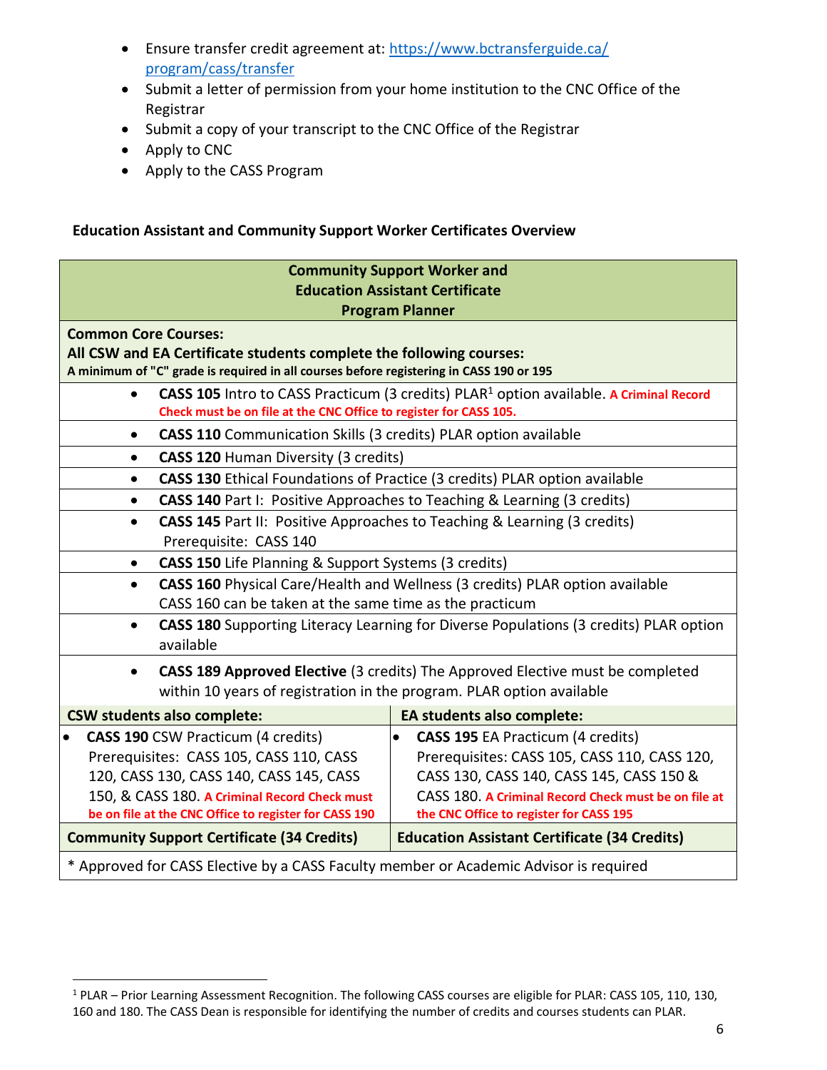- Ensure transfer credit agreement at: [https://www.bctransferguide.ca/program/cass/transfer](https://www.bctransferguide.ca/program/cass/transfer)
- Submit a letter of permission from your home institution to the CNC Office of the Registrar
- Submit a copy of your transcript to the CNC Office of the Registrar
- Apply to CNC
- Apply to the CASS Program

**Education Assistant and Community Support Worker Certificates Overview**

| **Community Support Worker and Education Assistant Certificate Program Planner** | |
|---|---|
| **Common Core Courses:** **All CSW and EA Certificate students complete the following courses:** **A minimum of "C" grade is required in all courses before registering in CASS 190 or 195** | |
| • **CASS 105** Intro to CASS Practicum (3 credits) PLAR[1] option available. **A Criminal Record Check must be on file at the CNC Office to register for CASS 105.** | |
| • **CASS 110** Communication Skills (3 credits) PLAR option available | |
| • **CASS 120** Human Diversity (3 credits) | |
| • **CASS 130** Ethical Foundations of Practice (3 credits) PLAR option available | |
| • **CASS 140** Part I: Positive Approaches to Teaching & Learning (3 credits) | |
| • **CASS 145** Part II: Positive Approaches to Teaching & Learning (3 credits) Prerequisite: CASS 140 | |
| • **CASS 150** Life Planning & Support Systems (3 credits) | |
| • **CASS 160** Physical Care/Health and Wellness (3 credits) PLAR option available CASS 160 can be taken at the same time as the practicum | |
| • **CASS 180** Supporting Literacy Learning for Diverse Populations (3 credits) PLAR option available | |
| • **CASS 189 Approved Elective** (3 credits) The Approved Elective must be completed within 10 years of registration in the program. PLAR option available | |
| **CSW students also complete:** | **EA students also complete:** |
| • **CASS 190** CSW Practicum (4 credits) Prerequisites: CASS 105, CASS 110, CASS 120, CASS 130, CASS 140, CASS 145, CASS 150, & CASS 180. **A Criminal Record Check must be on file at the CNC Office to register for CASS 190** | • **CASS 195** EA Practicum (4 credits) Prerequisites: CASS 105, CASS 110, CASS 120, CASS 130, CASS 140, CASS 145, CASS 150 & CASS 180. **A Criminal Record Check must be on file at the CNC Office to register for CASS 195** |
| **Community Support Certificate (34 Credits)** | **Education Assistant Certificate (34 Credits)** |
| * Approved for CASS Elective by a CASS Faculty member or Academic Advisor is required | |

[1] PLAR – Prior Learning Assessment Recognition. The following CASS courses are eligible for PLAR: CASS 105, 110, 130, 160 and 180. The CASS Dean is responsible for identifying the number of credits and courses students can PLAR.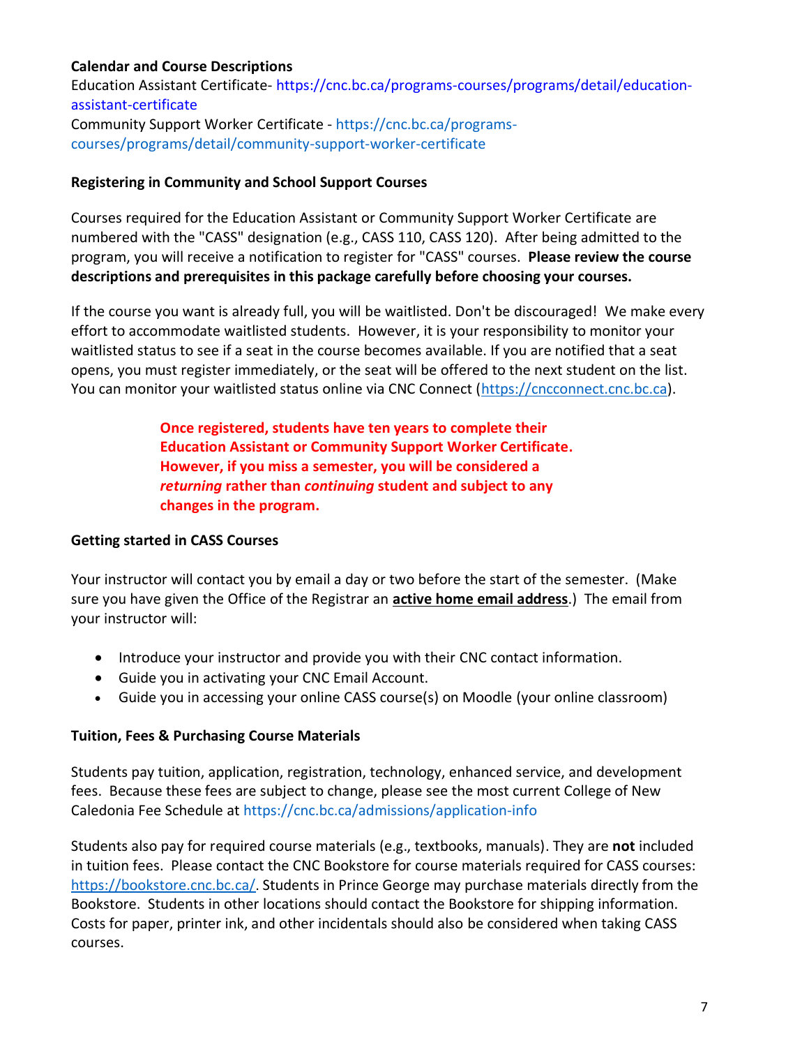### Calendar and Course Descriptions

Education Assistant Certificate- https://cnc.bc.ca/programs-courses/programs/detail/education-assistant-certificate

Community Support Worker Certificate - https://cnc.bc.ca/programs-courses/programs/detail/community-support-worker-certificate

### Registering in Community and School Support Courses

Courses required for the Education Assistant or Community Support Worker Certificate are numbered with the "CASS" designation (e.g., CASS 110, CASS 120). After being admitted to the program, you will receive a notification to register for "CASS" courses. **Please review the course descriptions and prerequisites in this package carefully before choosing your courses.**

If the course you want is already full, you will be waitlisted. Don't be discouraged! We make every effort to accommodate waitlisted students. However, it is your responsibility to monitor your waitlisted status to see if a seat in the course becomes available. If you are notified that a seat opens, you must register immediately, or the seat will be offered to the next student on the list. You can monitor your waitlisted status online via CNC Connect (https://cncconnect.cnc.bc.ca).

**Once registered, students have ten years to complete their Education Assistant or Community Support Worker Certificate. However, if you miss a semester, you will be considered a *returning* rather than *continuing* student and subject to any changes in the program.**

### Getting started in CASS Courses

Your instructor will contact you by email a day or two before the start of the semester. (Make sure you have given the Office of the Registrar an **active home email address**.) The email from your instructor will:

- Introduce your instructor and provide you with their CNC contact information.
- Guide you in activating your CNC Email Account.
- Guide you in accessing your online CASS course(s) on Moodle (your online classroom)

### Tuition, Fees & Purchasing Course Materials

Students pay tuition, application, registration, technology, enhanced service, and development fees. Because these fees are subject to change, please see the most current College of New Caledonia Fee Schedule at https://cnc.bc.ca/admissions/application-info

Students also pay for required course materials (e.g., textbooks, manuals). They are **not** included in tuition fees. Please contact the CNC Bookstore for course materials required for CASS courses: https://bookstore.cnc.bc.ca/. Students in Prince George may purchase materials directly from the Bookstore. Students in other locations should contact the Bookstore for shipping information. Costs for paper, printer ink, and other incidentals should also be considered when taking CASS courses.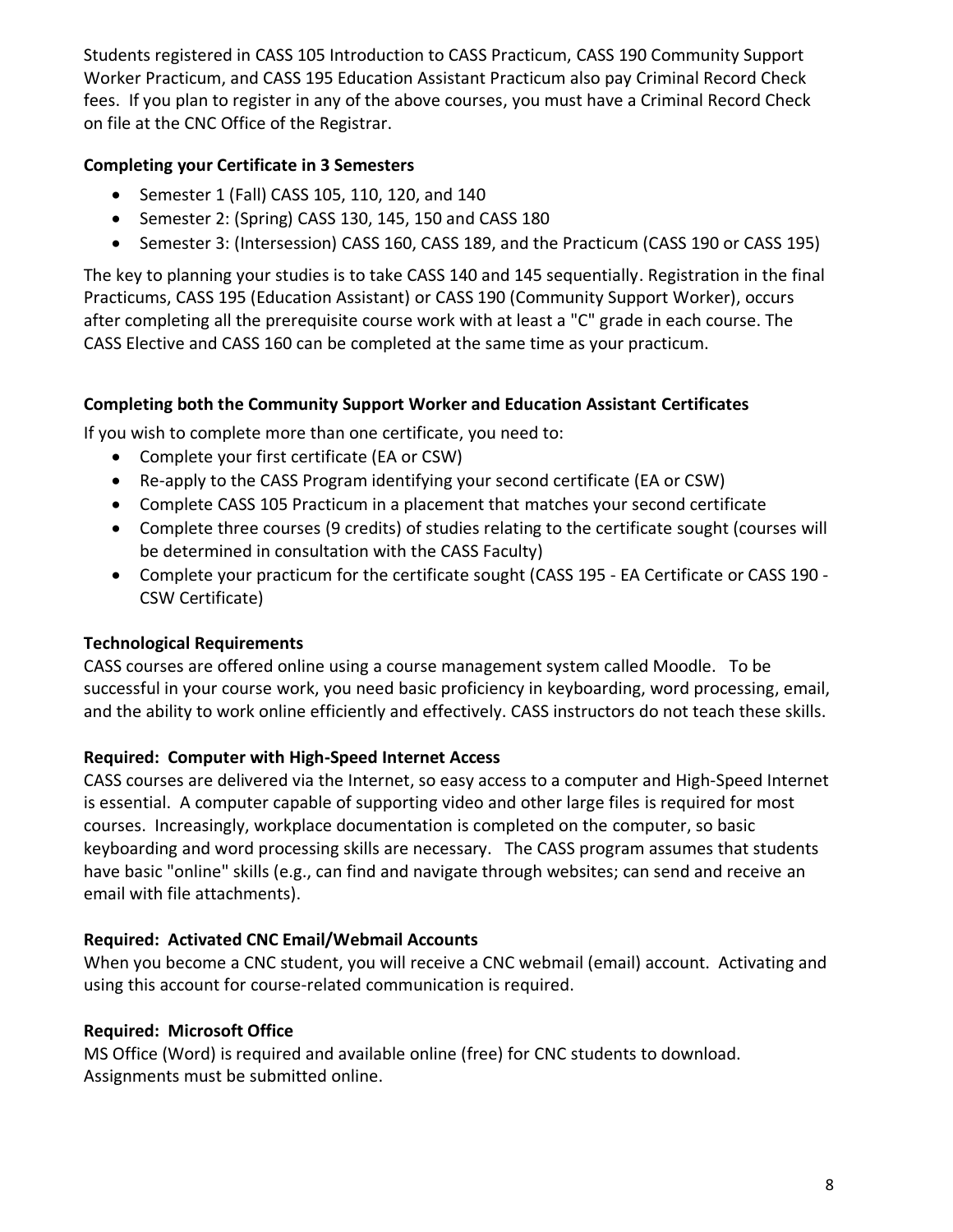Students registered in CASS 105 Introduction to CASS Practicum, CASS 190 Community Support Worker Practicum, and CASS 195 Education Assistant Practicum also pay Criminal Record Check fees. If you plan to register in any of the above courses, you must have a Criminal Record Check on file at the CNC Office of the Registrar.

**Completing your Certificate in 3 Semesters**

- Semester 1 (Fall) CASS 105, 110, 120, and 140
- Semester 2: (Spring) CASS 130, 145, 150 and CASS 180
- Semester 3: (Intersession) CASS 160, CASS 189, and the Practicum (CASS 190 or CASS 195)

The key to planning your studies is to take CASS 140 and 145 sequentially. Registration in the final Practicums, CASS 195 (Education Assistant) or CASS 190 (Community Support Worker), occurs after completing all the prerequisite course work with at least a "C" grade in each course. The CASS Elective and CASS 160 can be completed at the same time as your practicum.

**Completing both the Community Support Worker and Education Assistant Certificates**

If you wish to complete more than one certificate, you need to:

- Complete your first certificate (EA or CSW)
- Re-apply to the CASS Program identifying your second certificate (EA or CSW)
- Complete CASS 105 Practicum in a placement that matches your second certificate
- Complete three courses (9 credits) of studies relating to the certificate sought (courses will be determined in consultation with the CASS Faculty)
- Complete your practicum for the certificate sought (CASS 195 - EA Certificate or CASS 190 - CSW Certificate)

**Technological Requirements**

CASS courses are offered online using a course management system called Moodle. To be successful in your course work, you need basic proficiency in keyboarding, word processing, email, and the ability to work online efficiently and effectively. CASS instructors do not teach these skills.

**Required: Computer with High-Speed Internet Access**

CASS courses are delivered via the Internet, so easy access to a computer and High-Speed Internet is essential. A computer capable of supporting video and other large files is required for most courses. Increasingly, workplace documentation is completed on the computer, so basic keyboarding and word processing skills are necessary. The CASS program assumes that students have basic "online" skills (e.g., can find and navigate through websites; can send and receive an email with file attachments).

**Required: Activated CNC Email/Webmail Accounts**

When you become a CNC student, you will receive a CNC webmail (email) account. Activating and using this account for course-related communication is required.

**Required: Microsoft Office**

MS Office (Word) is required and available online (free) for CNC students to download. Assignments must be submitted online.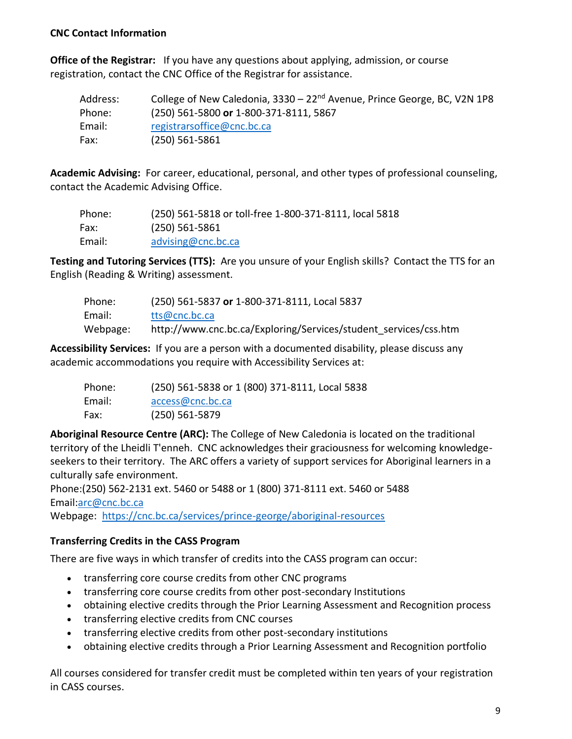**CNC Contact Information**

**Office of the Registrar:** If you have any questions about applying, admission, or course registration, contact the CNC Office of the Registrar for assistance.

| | |
|---|---|
| Address: | College of New Caledonia, 3330 – 22nd Avenue, Prince George, BC, V2N 1P8 |
| Phone: | (250) 561-5800 **or** 1-800-371-8111, 5867 |
| Email: | registrarsoffice@cnc.bc.ca |
| Fax: | (250) 561-5861 |

**Academic Advising:** For career, educational, personal, and other types of professional counseling, contact the Academic Advising Office.

| | |
|---|---|
| Phone: | (250) 561-5818 or toll-free 1-800-371-8111, local 5818 |
| Fax: | (250) 561-5861 |
| Email: | advising@cnc.bc.ca |

**Testing and Tutoring Services (TTS):** Are you unsure of your English skills? Contact the TTS for an English (Reading & Writing) assessment.

| | |
|---|---|
| Phone: | (250) 561-5837 **or** 1-800-371-8111, Local 5837 |
| Email: | tts@cnc.bc.ca |
| Webpage: | http://www.cnc.bc.ca/Exploring/Services/student_services/css.htm |

**Accessibility Services:** If you are a person with a documented disability, please discuss any academic accommodations you require with Accessibility Services at:

| | |
|---|---|
| Phone: | (250) 561-5838 or 1 (800) 371-8111, Local 5838 |
| Email: | access@cnc.bc.ca |
| Fax: | (250) 561-5879 |

**Aboriginal Resource Centre (ARC):** The College of New Caledonia is located on the traditional territory of the Lheidli T'enneh. CNC acknowledges their graciousness for welcoming knowledge-seekers to their territory. The ARC offers a variety of support services for Aboriginal learners in a culturally safe environment.
Phone:(250) 562-2131 ext. 5460 or 5488 or 1 (800) 371-8111 ext. 5460 or 5488
Email:arc@cnc.bc.ca
Webpage: https://cnc.bc.ca/services/prince-george/aboriginal-resources

**Transferring Credits in the CASS Program**

There are five ways in which transfer of credits into the CASS program can occur:

- transferring core course credits from other CNC programs
- transferring core course credits from other post-secondary Institutions
- obtaining elective credits through the Prior Learning Assessment and Recognition process
- transferring elective credits from CNC courses
- transferring elective credits from other post-secondary institutions
- obtaining elective credits through a Prior Learning Assessment and Recognition portfolio

All courses considered for transfer credit must be completed within ten years of your registration in CASS courses.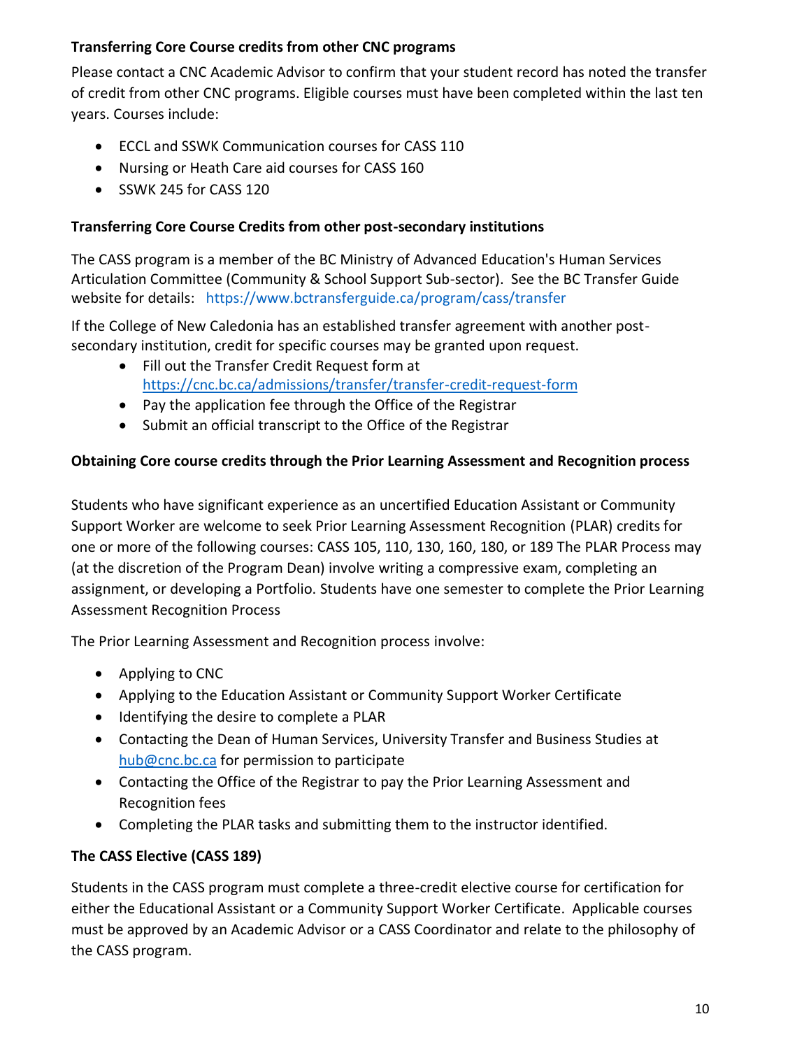### Transferring Core Course credits from other CNC programs

Please contact a CNC Academic Advisor to confirm that your student record has noted the transfer of credit from other CNC programs. Eligible courses must have been completed within the last ten years. Courses include:

- ECCL and SSWK Communication courses for CASS 110
- Nursing or Heath Care aid courses for CASS 160
- SSWK 245 for CASS 120

### Transferring Core Course Credits from other post-secondary institutions

The CASS program is a member of the BC Ministry of Advanced Education's Human Services Articulation Committee (Community & School Support Sub-sector). See the BC Transfer Guide website for details: https://www.bctransferguide.ca/program/cass/transfer

If the College of New Caledonia has an established transfer agreement with another post-secondary institution, credit for specific courses may be granted upon request.

- Fill out the Transfer Credit Request form at https://cnc.bc.ca/admissions/transfer/transfer-credit-request-form
- Pay the application fee through the Office of the Registrar
- Submit an official transcript to the Office of the Registrar

### Obtaining Core course credits through the Prior Learning Assessment and Recognition process

Students who have significant experience as an uncertified Education Assistant or Community Support Worker are welcome to seek Prior Learning Assessment Recognition (PLAR) credits for one or more of the following courses: CASS 105, 110, 130, 160, 180, or 189 The PLAR Process may (at the discretion of the Program Dean) involve writing a compressive exam, completing an assignment, or developing a Portfolio. Students have one semester to complete the Prior Learning Assessment Recognition Process

The Prior Learning Assessment and Recognition process involve:

- Applying to CNC
- Applying to the Education Assistant or Community Support Worker Certificate
- Identifying the desire to complete a PLAR
- Contacting the Dean of Human Services, University Transfer and Business Studies at hub@cnc.bc.ca for permission to participate
- Contacting the Office of the Registrar to pay the Prior Learning Assessment and Recognition fees
- Completing the PLAR tasks and submitting them to the instructor identified.

### The CASS Elective (CASS 189)

Students in the CASS program must complete a three-credit elective course for certification for either the Educational Assistant or a Community Support Worker Certificate. Applicable courses must be approved by an Academic Advisor or a CASS Coordinator and relate to the philosophy of the CASS program.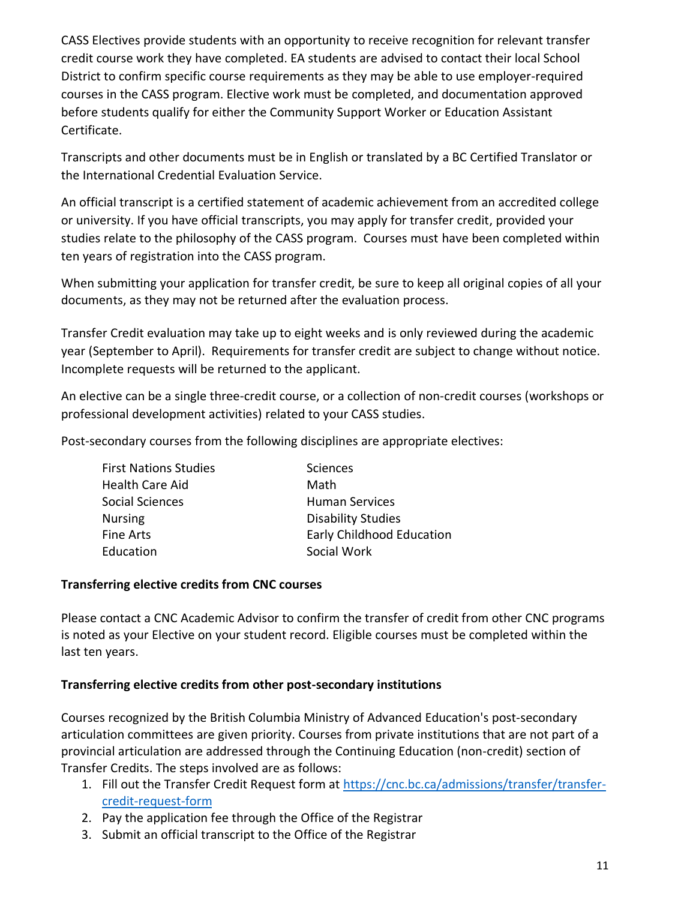CASS Electives provide students with an opportunity to receive recognition for relevant transfer credit course work they have completed. EA students are advised to contact their local School District to confirm specific course requirements as they may be able to use employer-required courses in the CASS program. Elective work must be completed, and documentation approved before students qualify for either the Community Support Worker or Education Assistant Certificate.

Transcripts and other documents must be in English or translated by a BC Certified Translator or the International Credential Evaluation Service.

An official transcript is a certified statement of academic achievement from an accredited college or university. If you have official transcripts, you may apply for transfer credit, provided your studies relate to the philosophy of the CASS program. Courses must have been completed within ten years of registration into the CASS program.

When submitting your application for transfer credit, be sure to keep all original copies of all your documents, as they may not be returned after the evaluation process.

Transfer Credit evaluation may take up to eight weeks and is only reviewed during the academic year (September to April). Requirements for transfer credit are subject to change without notice. Incomplete requests will be returned to the applicant.

An elective can be a single three-credit course, or a collection of non-credit courses (workshops or professional development activities) related to your CASS studies.

Post-secondary courses from the following disciplines are appropriate electives:

- First Nations Studies
- Health Care Aid
- Social Sciences
- Nursing
- Fine Arts
- Education
- Sciences
- Math
- Human Services
- Disability Studies
- Early Childhood Education
- Social Work

**Transferring elective credits from CNC courses**

Please contact a CNC Academic Advisor to confirm the transfer of credit from other CNC programs is noted as your Elective on your student record. Eligible courses must be completed within the last ten years.

**Transferring elective credits from other post-secondary institutions**

Courses recognized by the British Columbia Ministry of Advanced Education's post-secondary articulation committees are given priority. Courses from private institutions that are not part of a provincial articulation are addressed through the Continuing Education (non-credit) section of Transfer Credits. The steps involved are as follows:

1. Fill out the Transfer Credit Request form at https://cnc.bc.ca/admissions/transfer/transfer-credit-request-form
2. Pay the application fee through the Office of the Registrar
3. Submit an official transcript to the Office of the Registrar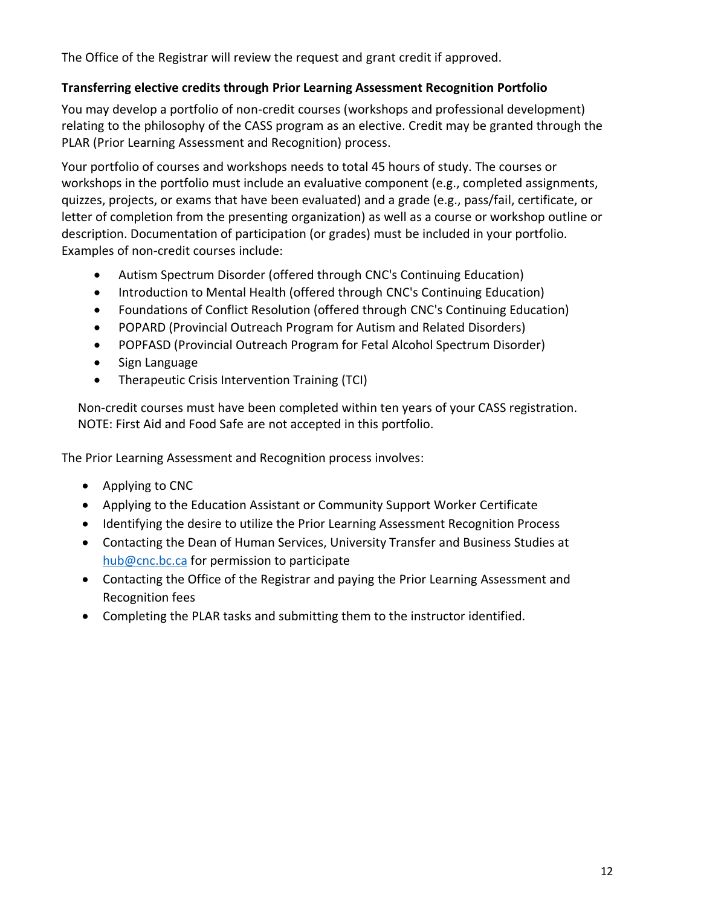The Office of the Registrar will review the request and grant credit if approved.

**Transferring elective credits through Prior Learning Assessment Recognition Portfolio**

You may develop a portfolio of non-credit courses (workshops and professional development) relating to the philosophy of the CASS program as an elective. Credit may be granted through the PLAR (Prior Learning Assessment and Recognition) process.

Your portfolio of courses and workshops needs to total 45 hours of study. The courses or workshops in the portfolio must include an evaluative component (e.g., completed assignments, quizzes, projects, or exams that have been evaluated) and a grade (e.g., pass/fail, certificate, or letter of completion from the presenting organization) as well as a course or workshop outline or description. Documentation of participation (or grades) must be included in your portfolio. Examples of non-credit courses include:

- Autism Spectrum Disorder (offered through CNC's Continuing Education)
- Introduction to Mental Health (offered through CNC's Continuing Education)
- Foundations of Conflict Resolution (offered through CNC's Continuing Education)
- POPARD (Provincial Outreach Program for Autism and Related Disorders)
- POPFASD (Provincial Outreach Program for Fetal Alcohol Spectrum Disorder)
- Sign Language
- Therapeutic Crisis Intervention Training (TCI)

Non-credit courses must have been completed within ten years of your CASS registration. NOTE: First Aid and Food Safe are not accepted in this portfolio.

The Prior Learning Assessment and Recognition process involves:

- Applying to CNC
- Applying to the Education Assistant or Community Support Worker Certificate
- Identifying the desire to utilize the Prior Learning Assessment Recognition Process
- Contacting the Dean of Human Services, University Transfer and Business Studies at hub@cnc.bc.ca for permission to participate
- Contacting the Office of the Registrar and paying the Prior Learning Assessment and Recognition fees
- Completing the PLAR tasks and submitting them to the instructor identified.